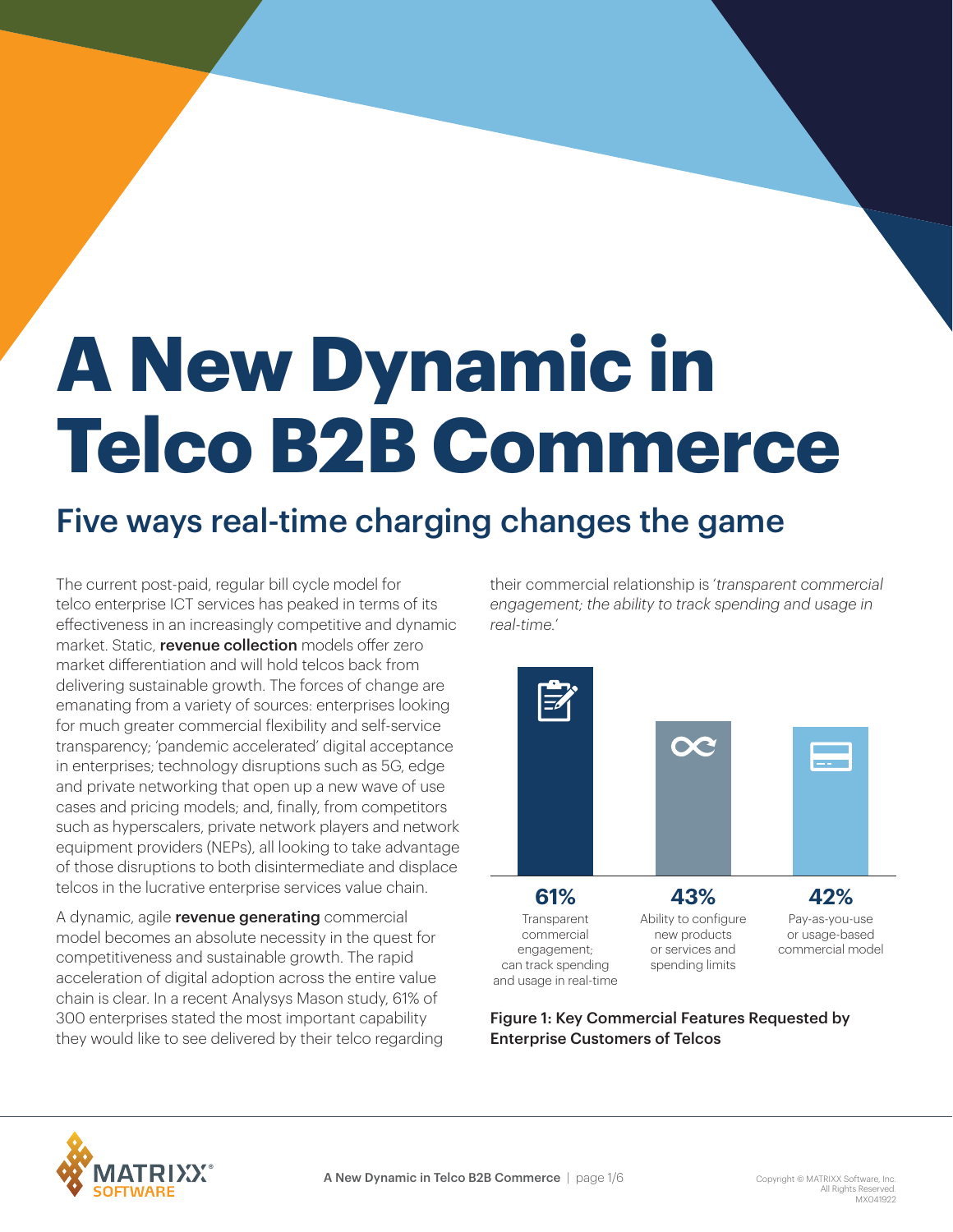# A New Dynamic in Telco B2B Commerce

## Five ways real-time charging changes the game

The current post-paid, regular bill cycle model for telco enterprise ICT services has peaked in terms of its effectiveness in an increasingly competitive and dynamic market. Static, **revenue collection** models offer zero market differentiation and will hold telcos back from delivering sustainable growth. The forces of change are emanating from a variety of sources: enterprises looking for much greater commercial flexibility and self-service transparency; 'pandemic accelerated' digital acceptance in enterprises; technology disruptions such as 5G, edge and private networking that open up a new wave of use cases and pricing models; and, finally, from competitors such as hyperscalers, private network players and network equipment providers (NEPs), all looking to take advantage of those disruptions to both disintermediate and displace telcos in the lucrative enterprise services value chain.

A dynamic, agile **revenue generating** commercial model becomes an absolute necessity in the quest for competitiveness and sustainable growth. The rapid acceleration of digital adoption across the entire value chain is clear. In a recent Analysys Mason study, 61% of 300 enterprises stated the most important capability they would like to see delivered by their telco regarding their commercial relationship is '*transparent commercial engagement; the ability to track spending and usage in real-time.*'

61%
Transparent commercial engagement; can track spending and usage in real-time

43%
Ability to configure new products or services and spending limits

42%
Pay-as-you-use or usage-based commercial model

**Figure 1: Key Commercial Features Requested by Enterprise Customers of Telcos**

Copyright © MATRIXX Software, Inc. All Rights Reserved. MX041922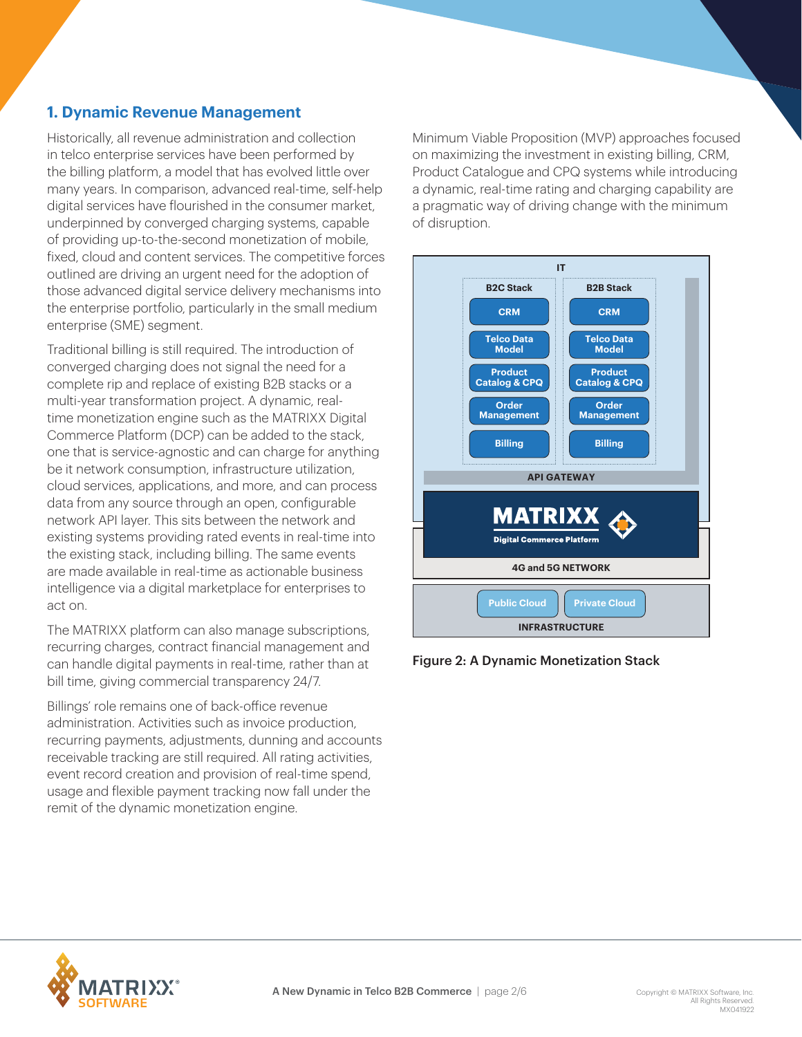## 1. Dynamic Revenue Management

Historically, all revenue administration and collection in telco enterprise services have been performed by the billing platform, a model that has evolved little over many years. In comparison, advanced real-time, self-help digital services have flourished in the consumer market, underpinned by converged charging systems, capable of providing up-to-the-second monetization of mobile, fixed, cloud and content services. The competitive forces outlined are driving an urgent need for the adoption of those advanced digital service delivery mechanisms into the enterprise portfolio, particularly in the small medium enterprise (SME) segment.

Traditional billing is still required. The introduction of converged charging does not signal the need for a complete rip and replace of existing B2B stacks or a multi-year transformation project. A dynamic, real-time monetization engine such as the MATRIXX Digital Commerce Platform (DCP) can be added to the stack, one that is service-agnostic and can charge for anything be it network consumption, infrastructure utilization, cloud services, applications, and more, and can process data from any source through an open, configurable network API layer. This sits between the network and existing systems providing rated events in real-time into the existing stack, including billing. The same events are made available in real-time as actionable business intelligence via a digital marketplace for enterprises to act on.

The MATRIXX platform can also manage subscriptions, recurring charges, contract financial management and can handle digital payments in real-time, rather than at bill time, giving commercial transparency 24/7.

Billings' role remains one of back-office revenue administration. Activities such as invoice production, recurring payments, adjustments, dunning and accounts receivable tracking are still required. All rating activities, event record creation and provision of real-time spend, usage and flexible payment tracking now fall under the remit of the dynamic monetization engine.

Minimum Viable Proposition (MVP) approaches focused on maximizing the investment in existing billing, CRM, Product Catalogue and CPQ systems while introducing a dynamic, real-time rating and charging capability are a pragmatic way of driving change with the minimum of disruption.

IT

| B2C Stack | B2B Stack |
| --- | --- |
| CRM | CRM |
| Telco Data Model | Telco Data Model |
| Product Catalog & CPQ | Product Catalog & CPQ |
| Order Management | Order Management |
| Billing | Billing |

API GATEWAY

MATRIXX Digital Commerce Platform

4G and 5G NETWORK

Public Cloud | Private Cloud

INFRASTRUCTURE

**Figure 2: A Dynamic Monetization Stack**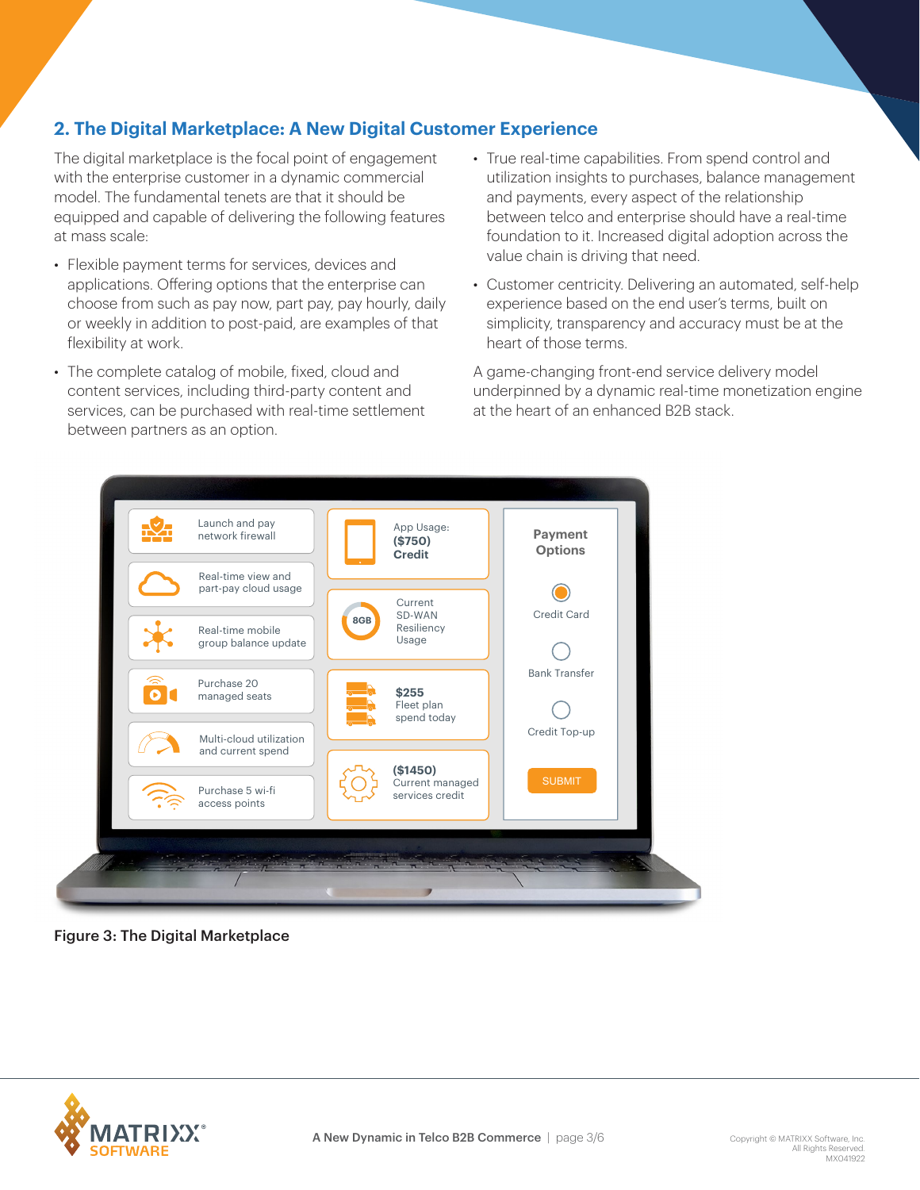## 2. The Digital Marketplace: A New Digital Customer Experience

The digital marketplace is the focal point of engagement with the enterprise customer in a dynamic commercial model. The fundamental tenets are that it should be equipped and capable of delivering the following features at mass scale:

- Flexible payment terms for services, devices and applications. Offering options that the enterprise can choose from such as pay now, part pay, pay hourly, daily or weekly in addition to post-paid, are examples of that flexibility at work.
- The complete catalog of mobile, fixed, cloud and content services, including third-party content and services, can be purchased with real-time settlement between partners as an option.
- True real-time capabilities. From spend control and utilization insights to purchases, balance management and payments, every aspect of the relationship between telco and enterprise should have a real-time foundation to it. Increased digital adoption across the value chain is driving that need.
- Customer centricity. Delivering an automated, self-help experience based on the end user's terms, built on simplicity, transparency and accuracy must be at the heart of those terms.

A game-changing front-end service delivery model underpinned by a dynamic real-time monetization engine at the heart of an enhanced B2B stack.

Launch and pay network firewall

Real-time view and part-pay cloud usage

Real-time mobile group balance update

Purchase 20 managed seats

Multi-cloud utilization and current spend

Purchase 5 wi-fi access points

App Usage: **($750) Credit**

8GB Current SD-WAN Resiliency Usage

**$255** Fleet plan spend today

**($1450)** Current managed services credit

**Payment Options**

Credit Card

Bank Transfer

Credit Top-up

SUBMIT

**Figure 3: The Digital Marketplace**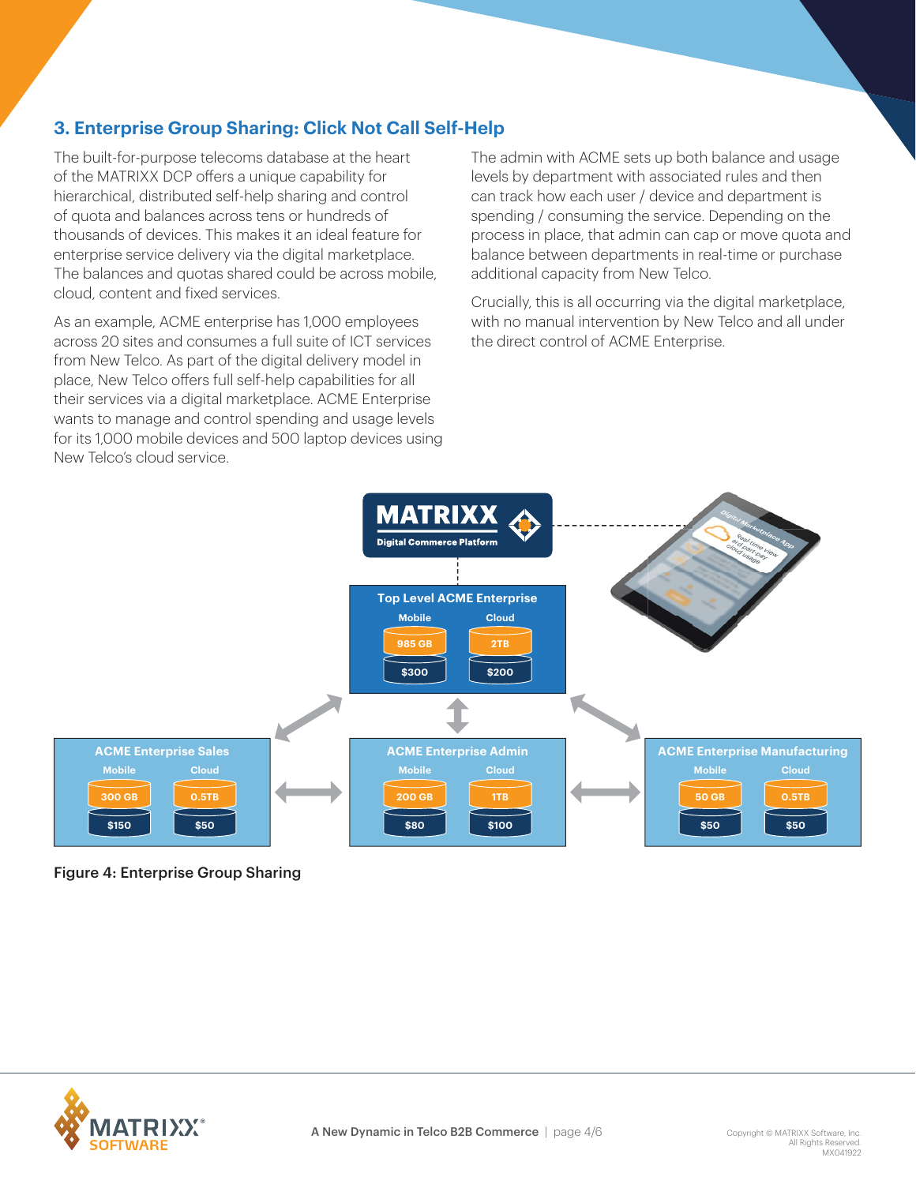## 3. Enterprise Group Sharing: Click Not Call Self-Help

The built-for-purpose telecoms database at the heart of the MATRIXX DCP offers a unique capability for hierarchical, distributed self-help sharing and control of quota and balances across tens or hundreds of thousands of devices. This makes it an ideal feature for enterprise service delivery via the digital marketplace. The balances and quotas shared could be across mobile, cloud, content and fixed services.

As an example, ACME enterprise has 1,000 employees across 20 sites and consumes a full suite of ICT services from New Telco. As part of the digital delivery model in place, New Telco offers full self-help capabilities for all their services via a digital marketplace. ACME Enterprise wants to manage and control spending and usage levels for its 1,000 mobile devices and 500 laptop devices using New Telco's cloud service.

The admin with ACME sets up both balance and usage levels by department with associated rules and then can track how each user / device and department is spending / consuming the service. Depending on the process in place, that admin can cap or move quota and balance between departments in real-time or purchase additional capacity from New Telco.

Crucially, this is all occurring via the digital marketplace, with no manual intervention by New Telco and all under the direct control of ACME Enterprise.

MATRIXX
Digital Commerce Platform

Digital Marketplace App
Real-time view and part-pay cloud usage

Top Level ACME Enterprise
Mobile: 985 GB, $300
Cloud: 2TB, $200

ACME Enterprise Sales
Mobile: 300 GB, $150
Cloud: 0.5TB, $50

ACME Enterprise Admin
Mobile: 200 GB, $80
Cloud: 1TB, $100

ACME Enterprise Manufacturing
Mobile: 50 GB, $50
Cloud: 0.5TB, $50

Figure 4: Enterprise Group Sharing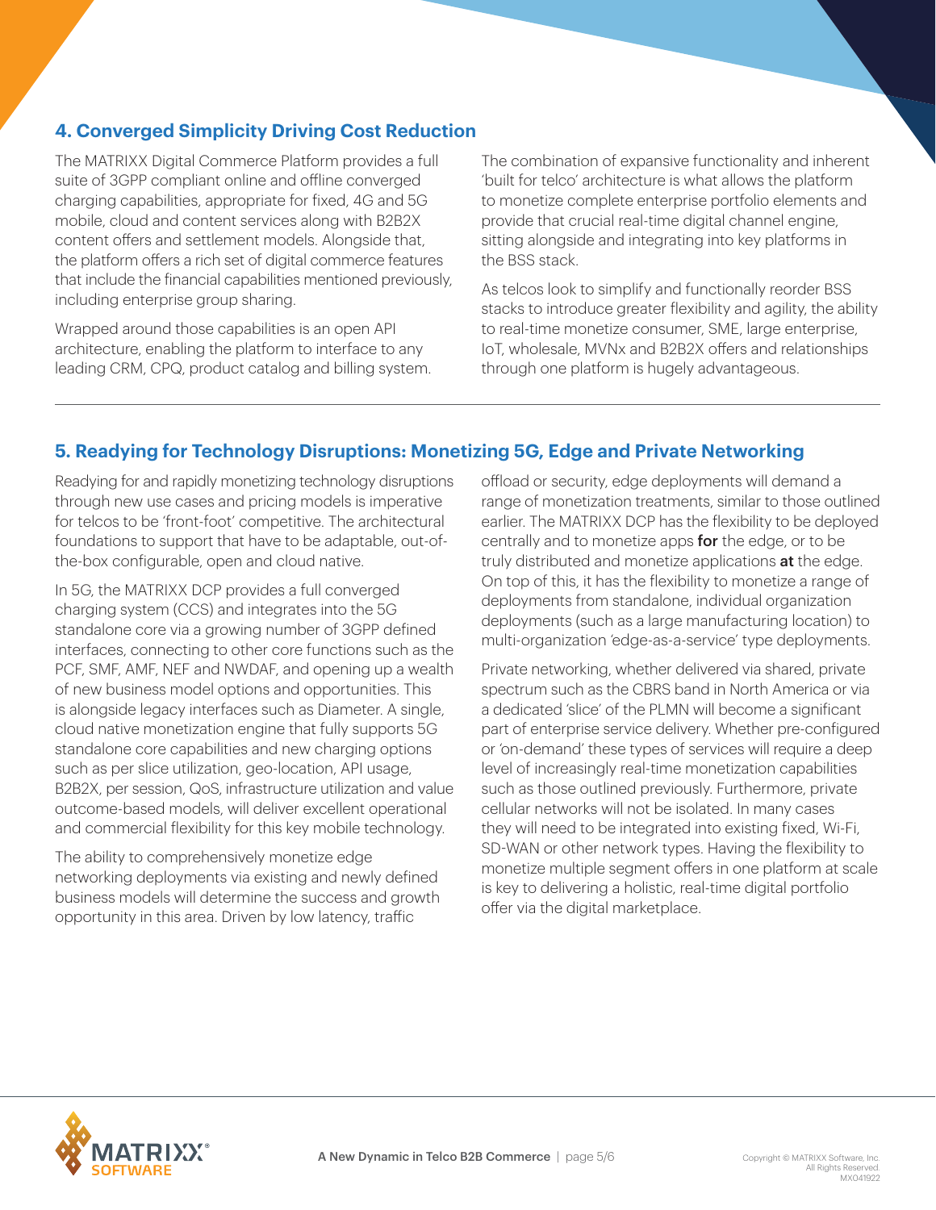## 4. Converged Simplicity Driving Cost Reduction

The MATRIXX Digital Commerce Platform provides a full suite of 3GPP compliant online and offline converged charging capabilities, appropriate for fixed, 4G and 5G mobile, cloud and content services along with B2B2X content offers and settlement models. Alongside that, the platform offers a rich set of digital commerce features that include the financial capabilities mentioned previously, including enterprise group sharing.

Wrapped around those capabilities is an open API architecture, enabling the platform to interface to any leading CRM, CPQ, product catalog and billing system.

The combination of expansive functionality and inherent 'built for telco' architecture is what allows the platform to monetize complete enterprise portfolio elements and provide that crucial real-time digital channel engine, sitting alongside and integrating into key platforms in the BSS stack.

As telcos look to simplify and functionally reorder BSS stacks to introduce greater flexibility and agility, the ability to real-time monetize consumer, SME, large enterprise, IoT, wholesale, MVNx and B2B2X offers and relationships through one platform is hugely advantageous.

## 5. Readying for Technology Disruptions: Monetizing 5G, Edge and Private Networking

Readying for and rapidly monetizing technology disruptions through new use cases and pricing models is imperative for telcos to be 'front-foot' competitive. The architectural foundations to support that have to be adaptable, out-of-the-box configurable, open and cloud native.

In 5G, the MATRIXX DCP provides a full converged charging system (CCS) and integrates into the 5G standalone core via a growing number of 3GPP defined interfaces, connecting to other core functions such as the PCF, SMF, AMF, NEF and NWDAF, and opening up a wealth of new business model options and opportunities. This is alongside legacy interfaces such as Diameter. A single, cloud native monetization engine that fully supports 5G standalone core capabilities and new charging options such as per slice utilization, geo-location, API usage, B2B2X, per session, QoS, infrastructure utilization and value outcome-based models, will deliver excellent operational and commercial flexibility for this key mobile technology.

The ability to comprehensively monetize edge networking deployments via existing and newly defined business models will determine the success and growth opportunity in this area. Driven by low latency, traffic offload or security, edge deployments will demand a range of monetization treatments, similar to those outlined earlier. The MATRIXX DCP has the flexibility to be deployed centrally and to monetize apps **for** the edge, or to be truly distributed and monetize applications **at** the edge. On top of this, it has the flexibility to monetize a range of deployments from standalone, individual organization deployments (such as a large manufacturing location) to multi-organization 'edge-as-a-service' type deployments.

Private networking, whether delivered via shared, private spectrum such as the CBRS band in North America or via a dedicated 'slice' of the PLMN will become a significant part of enterprise service delivery. Whether pre-configured or 'on-demand' these types of services will require a deep level of increasingly real-time monetization capabilities such as those outlined previously. Furthermore, private cellular networks will not be isolated. In many cases they will need to be integrated into existing fixed, Wi-Fi, SD-WAN or other network types. Having the flexibility to monetize multiple segment offers in one platform at scale is key to delivering a holistic, real-time digital portfolio offer via the digital marketplace.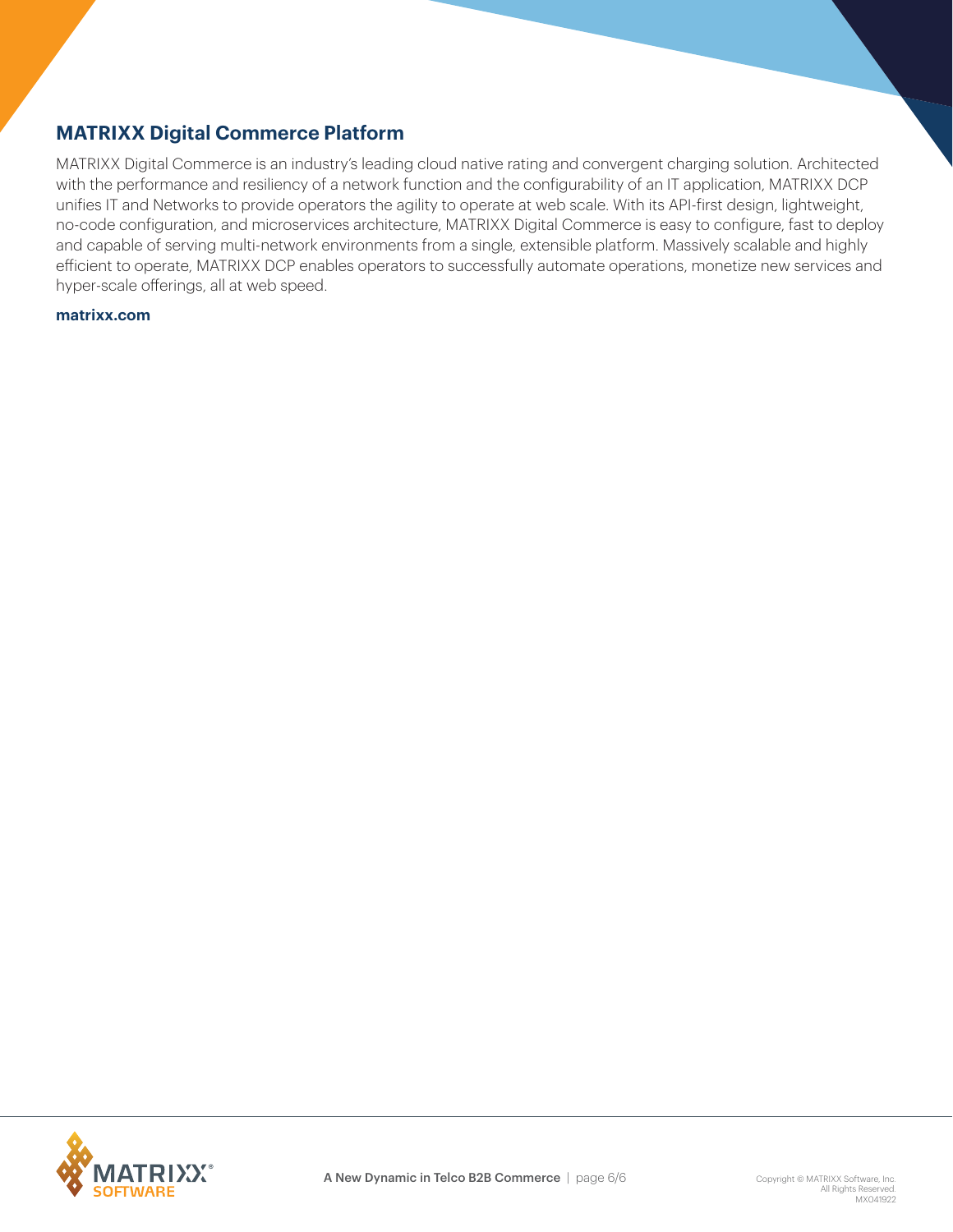## MATRIXX Digital Commerce Platform

MATRIXX Digital Commerce is an industry's leading cloud native rating and convergent charging solution. Architected with the performance and resiliency of a network function and the configurability of an IT application, MATRIXX DCP unifies IT and Networks to provide operators the agility to operate at web scale. With its API-first design, lightweight, no-code configuration, and microservices architecture, MATRIXX Digital Commerce is easy to configure, fast to deploy and capable of serving multi-network environments from a single, extensible platform. Massively scalable and highly efficient to operate, MATRIXX DCP enables operators to successfully automate operations, monetize new services and hyper-scale offerings, all at web speed.

**matrixx.com**

Copyright © MATRIXX Software, Inc.
All Rights Reserved.
MX041922